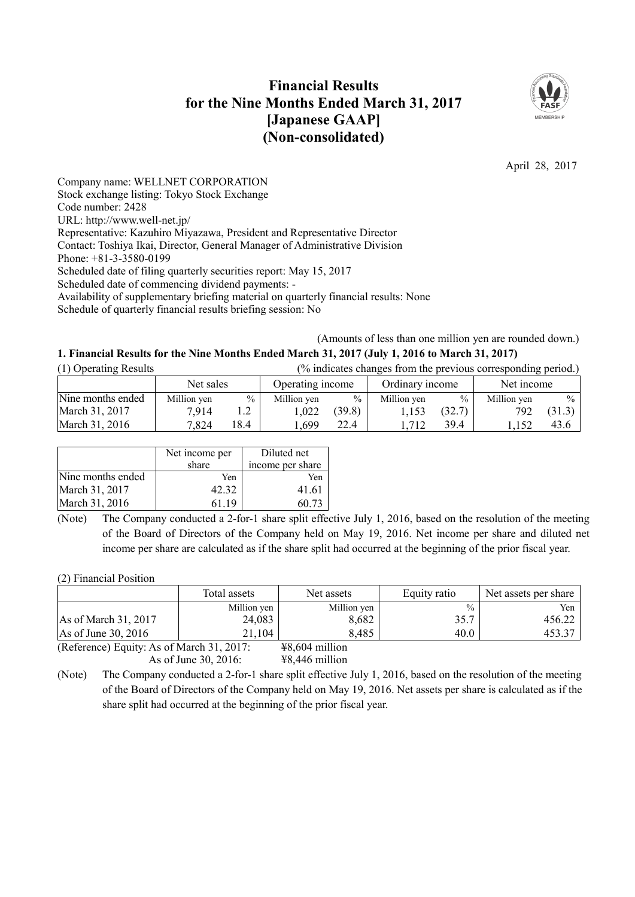# Financial Results for the Nine Months Ended March 31, 2017 [Japanese GAAP] (Non-consolidated)

April 28, 2017

Company name: WELLNET CORPORATION
Stock exchange listing: Tokyo Stock Exchange
Code number: 2428
URL: http://www.well-net.jp/
Representative: Kazuhiro Miyazawa, President and Representative Director
Contact: Toshiya Ikai, Director, General Manager of Administrative Division
Phone: +81-3-3580-0199
Scheduled date of filing quarterly securities report: May 15, 2017
Scheduled date of commencing dividend payments: -
Availability of supplementary briefing material on quarterly financial results: None
Schedule of quarterly financial results briefing session: No

(Amounts of less than one million yen are rounded down.)

## 1. Financial Results for the Nine Months Ended March 31, 2017 (July 1, 2016 to March 31, 2017)

(1) Operating Results (% indicates changes from the previous corresponding period.)

| | Net sales | | Operating income | | Ordinary income | | Net income | |
|---|---|---|---|---|---|---|---|---|
| Nine months ended | Million yen | % | Million yen | % | Million yen | % | Million yen | % |
| March 31, 2017 | 7,914 | 1.2 | 1,022 | (39.8) | 1,153 | (32.7) | 792 | (31.3) |
| March 31, 2016 | 7,824 | 18.4 | 1,699 | 22.4 | 1,712 | 39.4 | 1,152 | 43.6 |

| | Net income per share | Diluted net income per share |
|---|---|---|
| Nine months ended | Yen | Yen |
| March 31, 2017 | 42.32 | 41.61 |
| March 31, 2016 | 61.19 | 60.73 |

(Note) The Company conducted a 2-for-1 share split effective July 1, 2016, based on the resolution of the meeting of the Board of Directors of the Company held on May 19, 2016. Net income per share and diluted net income per share are calculated as if the share split had occurred at the beginning of the prior fiscal year.

(2) Financial Position

| | Total assets | Net assets | Equity ratio | Net assets per share |
|---|---|---|---|---|
| | Million yen | Million yen | % | Yen |
| As of March 31, 2017 | 24,083 | 8,682 | 35.7 | 456.22 |
| As of June 30, 2016 | 21,104 | 8,485 | 40.0 | 453.37 |

(Reference) Equity: As of March 31, 2017: ¥8,604 million
As of June 30, 2016: ¥8,446 million

(Note) The Company conducted a 2-for-1 share split effective July 1, 2016, based on the resolution of the meeting of the Board of Directors of the Company held on May 19, 2016. Net assets per share is calculated as if the share split had occurred at the beginning of the prior fiscal year.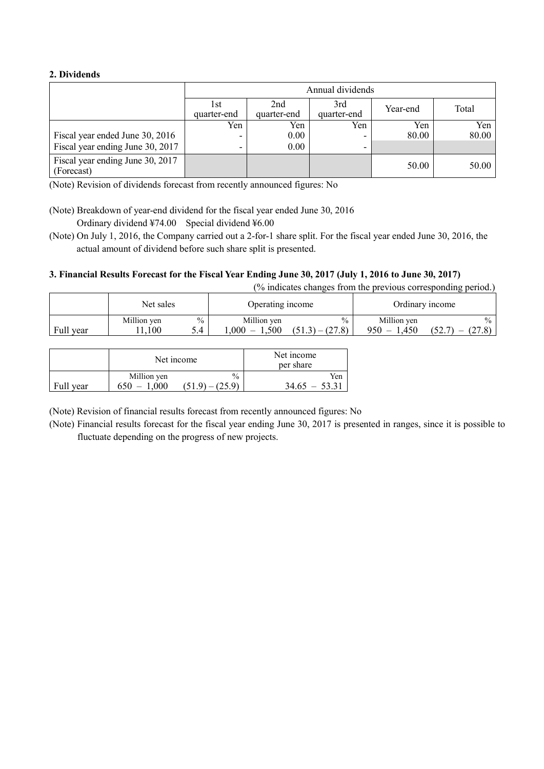**2. Dividends**

| | Annual dividends | | | | |
|---|---|---|---|---|---|
| | 1st quarter-end | 2nd quarter-end | 3rd quarter-end | Year-end | Total |
| | Yen | Yen | Yen | Yen | Yen |
| Fiscal year ended June 30, 2016 | - | 0.00 | - | 80.00 | 80.00 |
| Fiscal year ending June 30, 2017 | - | 0.00 | - | | |
| Fiscal year ending June 30, 2017 (Forecast) | | | | 50.00 | 50.00 |

(Note) Revision of dividends forecast from recently announced figures: No

(Note) Breakdown of year-end dividend for the fiscal year ended June 30, 2016
Ordinary dividend ¥74.00 Special dividend ¥6.00

(Note) On July 1, 2016, the Company carried out a 2-for-1 share split. For the fiscal year ended June 30, 2016, the actual amount of dividend before such share split is presented.

**3. Financial Results Forecast for the Fiscal Year Ending June 30, 2017 (July 1, 2016 to June 30, 2017)**

(% indicates changes from the previous corresponding period.)

| | Net sales | | Operating income | | Ordinary income | |
|---|---|---|---|---|---|---|
| | Million yen | % | Million yen | % | Million yen | % |
| Full year | 11,100 | 5.4 | 1,000 – 1,500 | (51.3) – (27.8) | 950 – 1,450 | (52.7) – (27.8) |

| | Net income | | Net income per share |
|---|---|---|---|
| | Million yen | % | Yen |
| Full year | 650 – 1,000 | (51.9) – (25.9) | 34.65 – 53.31 |

(Note) Revision of financial results forecast from recently announced figures: No

(Note) Financial results forecast for the fiscal year ending June 30, 2017 is presented in ranges, since it is possible to fluctuate depending on the progress of new projects.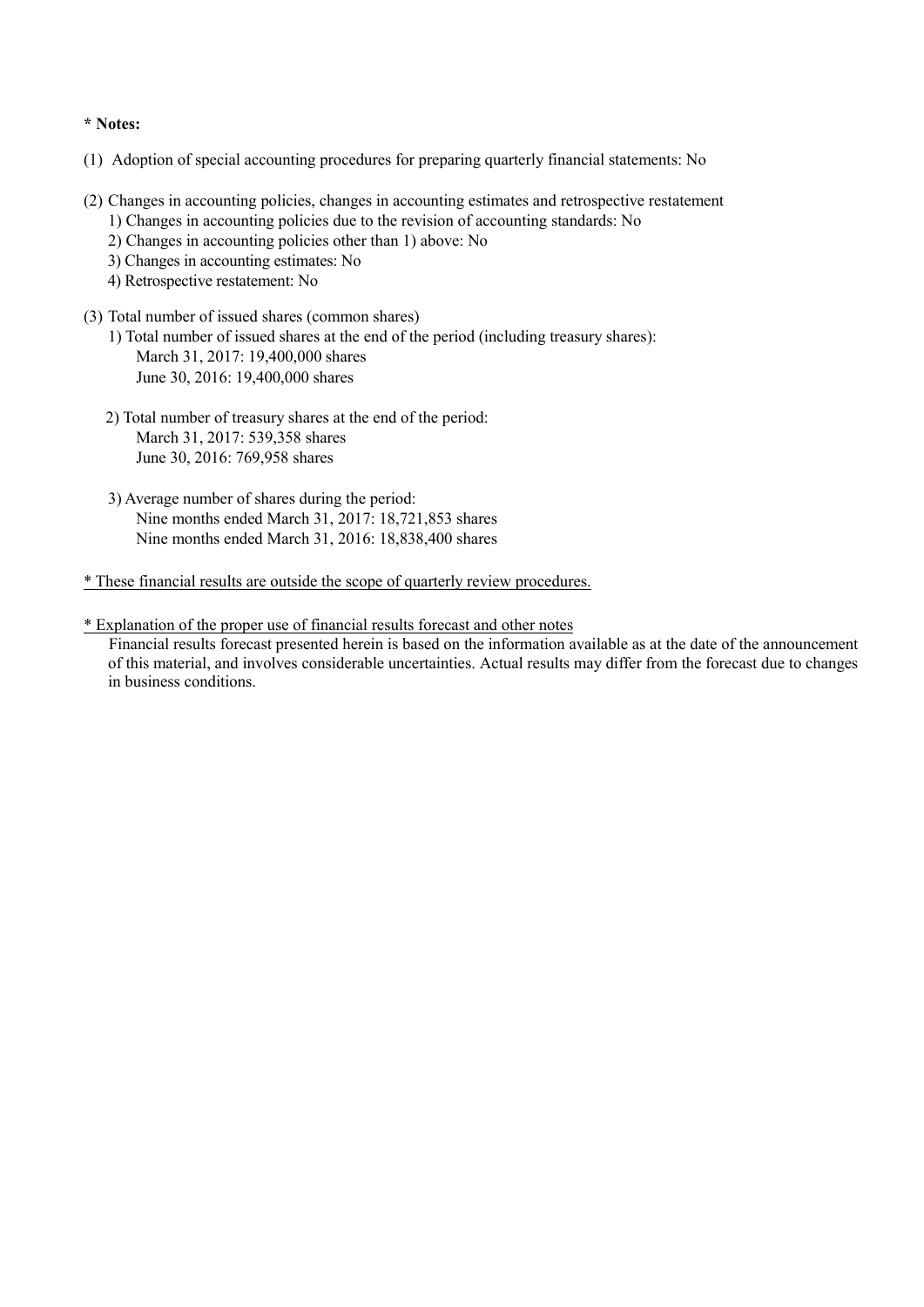**\* Notes:**

(1) Adoption of special accounting procedures for preparing quarterly financial statements: No

(2) Changes in accounting policies, changes in accounting estimates and retrospective restatement
   1) Changes in accounting policies due to the revision of accounting standards: No
   2) Changes in accounting policies other than 1) above: No
   3) Changes in accounting estimates: No
   4) Retrospective restatement: No

(3) Total number of issued shares (common shares)
   1) Total number of issued shares at the end of the period (including treasury shares):
      March 31, 2017: 19,400,000 shares
      June 30, 2016: 19,400,000 shares

   2) Total number of treasury shares at the end of the period:
      March 31, 2017: 539,358 shares
      June 30, 2016: 769,958 shares

   3) Average number of shares during the period:
      Nine months ended March 31, 2017: 18,721,853 shares
      Nine months ended March 31, 2016: 18,838,400 shares

\* These financial results are outside the scope of quarterly review procedures.

\* Explanation of the proper use of financial results forecast and other notes

Financial results forecast presented herein is based on the information available as at the date of the announcement of this material, and involves considerable uncertainties. Actual results may differ from the forecast due to changes in business conditions.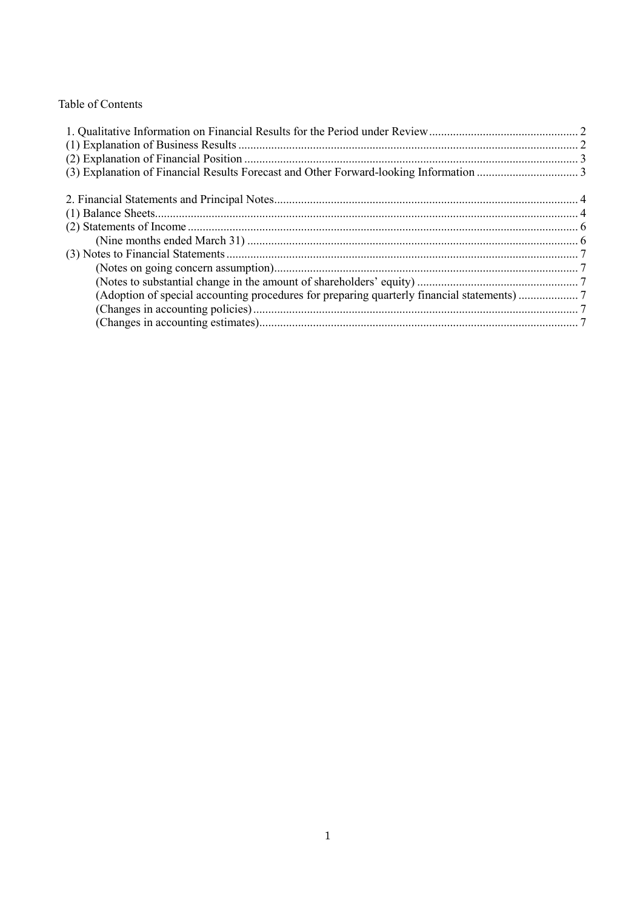Table of Contents

1. Qualitative Information on Financial Results for the Period under Review .......... 2
(1) Explanation of Business Results .......... 2
(2) Explanation of Financial Position .......... 3
(3) Explanation of Financial Results Forecast and Other Forward-looking Information .......... 3

2. Financial Statements and Principal Notes .......... 4
(1) Balance Sheets .......... 4
(2) Statements of Income .......... 6
 (Nine months ended March 31) .......... 6
(3) Notes to Financial Statements .......... 7
 (Notes on going concern assumption) .......... 7
 (Notes to substantial change in the amount of shareholders' equity) .......... 7
 (Adoption of special accounting procedures for preparing quarterly financial statements) .......... 7
 (Changes in accounting policies) .......... 7
 (Changes in accounting estimates) .......... 7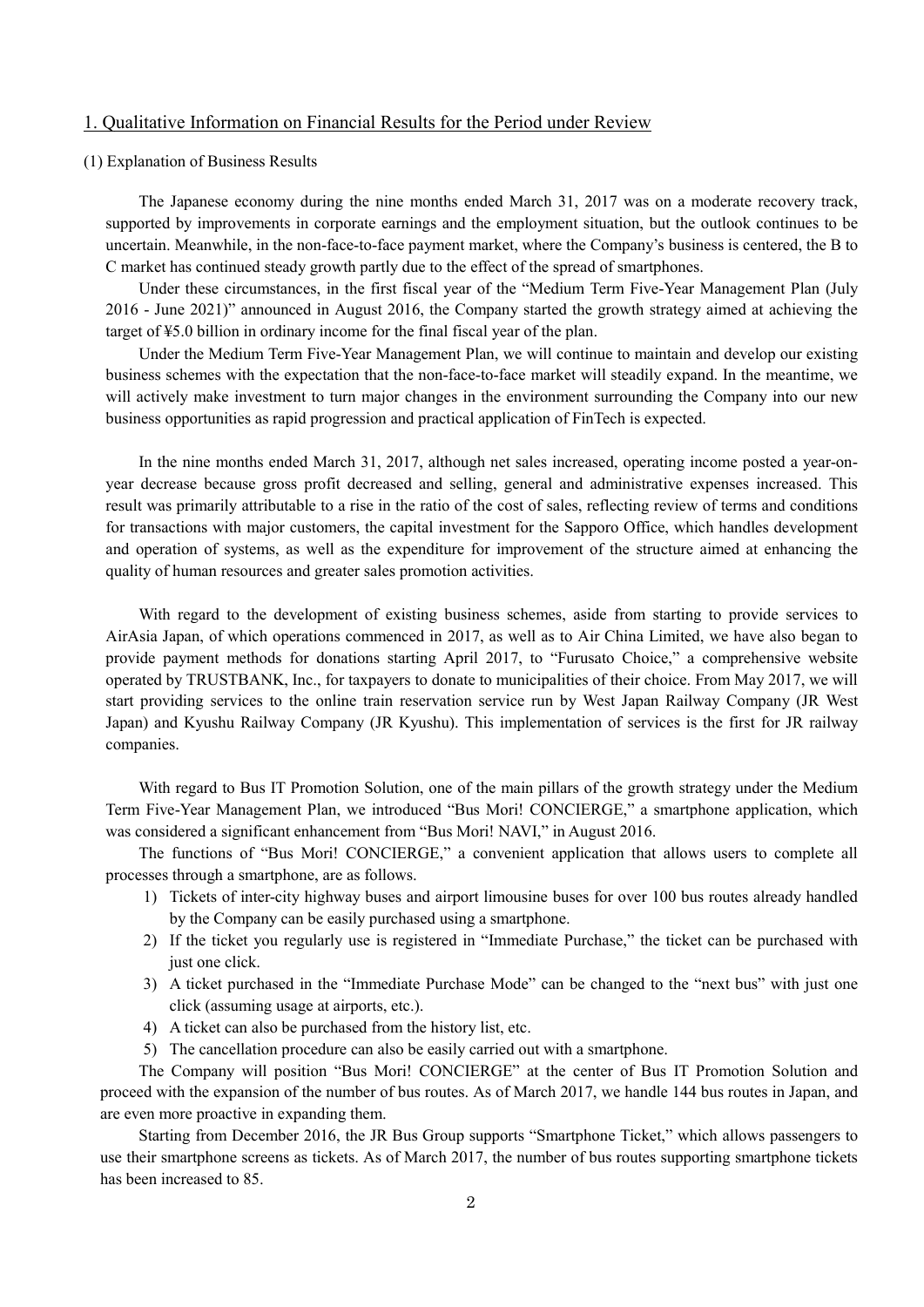## 1. Qualitative Information on Financial Results for the Period under Review

### (1) Explanation of Business Results

The Japanese economy during the nine months ended March 31, 2017 was on a moderate recovery track, supported by improvements in corporate earnings and the employment situation, but the outlook continues to be uncertain. Meanwhile, in the non-face-to-face payment market, where the Company's business is centered, the B to C market has continued steady growth partly due to the effect of the spread of smartphones.

Under these circumstances, in the first fiscal year of the "Medium Term Five-Year Management Plan (July 2016 - June 2021)" announced in August 2016, the Company started the growth strategy aimed at achieving the target of ¥5.0 billion in ordinary income for the final fiscal year of the plan.

Under the Medium Term Five-Year Management Plan, we will continue to maintain and develop our existing business schemes with the expectation that the non-face-to-face market will steadily expand. In the meantime, we will actively make investment to turn major changes in the environment surrounding the Company into our new business opportunities as rapid progression and practical application of FinTech is expected.

In the nine months ended March 31, 2017, although net sales increased, operating income posted a year-on-year decrease because gross profit decreased and selling, general and administrative expenses increased. This result was primarily attributable to a rise in the ratio of the cost of sales, reflecting review of terms and conditions for transactions with major customers, the capital investment for the Sapporo Office, which handles development and operation of systems, as well as the expenditure for improvement of the structure aimed at enhancing the quality of human resources and greater sales promotion activities.

With regard to the development of existing business schemes, aside from starting to provide services to AirAsia Japan, of which operations commenced in 2017, as well as to Air China Limited, we have also began to provide payment methods for donations starting April 2017, to "Furusato Choice," a comprehensive website operated by TRUSTBANK, Inc., for taxpayers to donate to municipalities of their choice. From May 2017, we will start providing services to the online train reservation service run by West Japan Railway Company (JR West Japan) and Kyushu Railway Company (JR Kyushu). This implementation of services is the first for JR railway companies.

With regard to Bus IT Promotion Solution, one of the main pillars of the growth strategy under the Medium Term Five-Year Management Plan, we introduced "Bus Mori! CONCIERGE," a smartphone application, which was considered a significant enhancement from "Bus Mori! NAVI," in August 2016.

The functions of "Bus Mori! CONCIERGE," a convenient application that allows users to complete all processes through a smartphone, are as follows.

1) Tickets of inter-city highway buses and airport limousine buses for over 100 bus routes already handled by the Company can be easily purchased using a smartphone.
2) If the ticket you regularly use is registered in "Immediate Purchase," the ticket can be purchased with just one click.
3) A ticket purchased in the "Immediate Purchase Mode" can be changed to the "next bus" with just one click (assuming usage at airports, etc.).
4) A ticket can also be purchased from the history list, etc.
5) The cancellation procedure can also be easily carried out with a smartphone.

The Company will position "Bus Mori! CONCIERGE" at the center of Bus IT Promotion Solution and proceed with the expansion of the number of bus routes. As of March 2017, we handle 144 bus routes in Japan, and are even more proactive in expanding them.

Starting from December 2016, the JR Bus Group supports "Smartphone Ticket," which allows passengers to use their smartphone screens as tickets. As of March 2017, the number of bus routes supporting smartphone tickets has been increased to 85.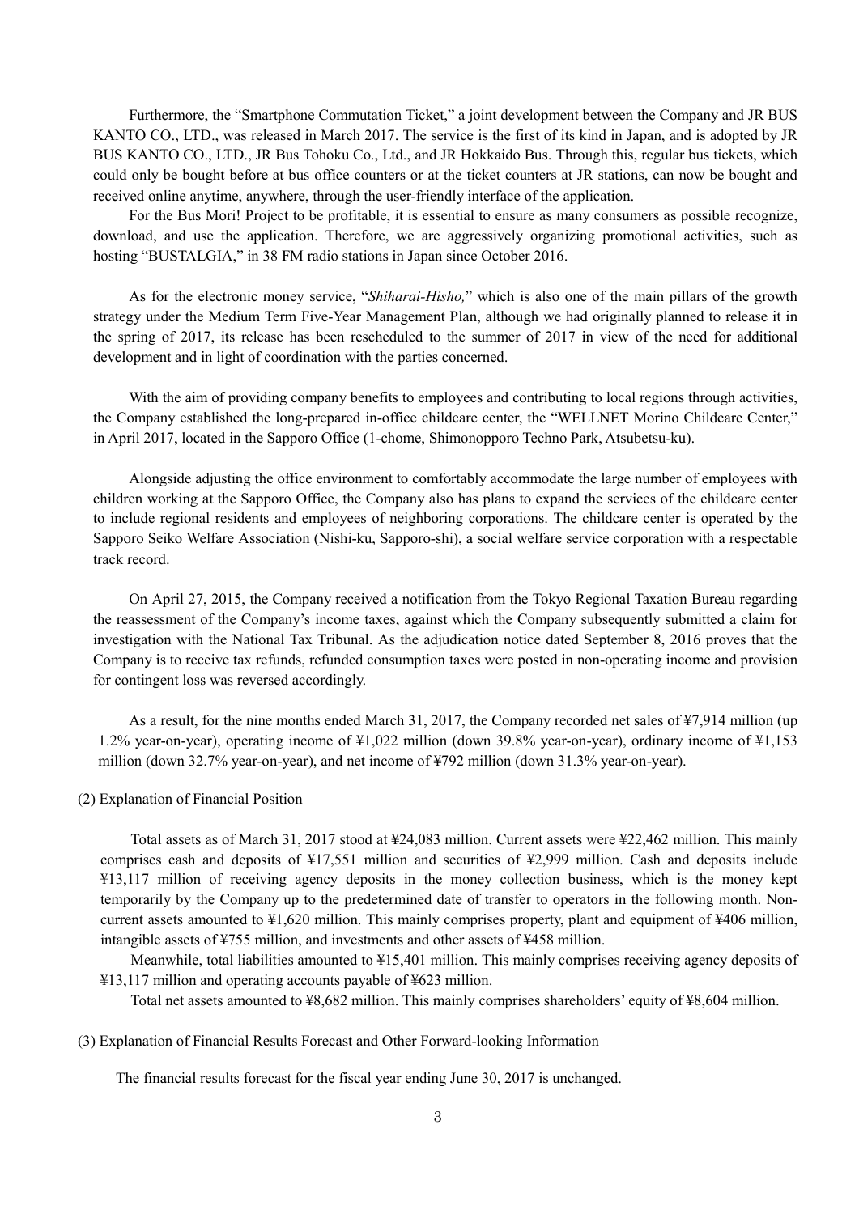Furthermore, the "Smartphone Commutation Ticket," a joint development between the Company and JR BUS KANTO CO., LTD., was released in March 2017. The service is the first of its kind in Japan, and is adopted by JR BUS KANTO CO., LTD., JR Bus Tohoku Co., Ltd., and JR Hokkaido Bus. Through this, regular bus tickets, which could only be bought before at bus office counters or at the ticket counters at JR stations, can now be bought and received online anytime, anywhere, through the user-friendly interface of the application.

For the Bus Mori! Project to be profitable, it is essential to ensure as many consumers as possible recognize, download, and use the application. Therefore, we are aggressively organizing promotional activities, such as hosting "BUSTALGIA," in 38 FM radio stations in Japan since October 2016.

As for the electronic money service, "*Shiharai-Hisho,*" which is also one of the main pillars of the growth strategy under the Medium Term Five-Year Management Plan, although we had originally planned to release it in the spring of 2017, its release has been rescheduled to the summer of 2017 in view of the need for additional development and in light of coordination with the parties concerned.

With the aim of providing company benefits to employees and contributing to local regions through activities, the Company established the long-prepared in-office childcare center, the "WELLNET Morino Childcare Center," in April 2017, located in the Sapporo Office (1-chome, Shimonopporo Techno Park, Atsubetsu-ku).

Alongside adjusting the office environment to comfortably accommodate the large number of employees with children working at the Sapporo Office, the Company also has plans to expand the services of the childcare center to include regional residents and employees of neighboring corporations. The childcare center is operated by the Sapporo Seiko Welfare Association (Nishi-ku, Sapporo-shi), a social welfare service corporation with a respectable track record.

On April 27, 2015, the Company received a notification from the Tokyo Regional Taxation Bureau regarding the reassessment of the Company's income taxes, against which the Company subsequently submitted a claim for investigation with the National Tax Tribunal. As the adjudication notice dated September 8, 2016 proves that the Company is to receive tax refunds, refunded consumption taxes were posted in non-operating income and provision for contingent loss was reversed accordingly.

As a result, for the nine months ended March 31, 2017, the Company recorded net sales of ¥7,914 million (up 1.2% year-on-year), operating income of ¥1,022 million (down 39.8% year-on-year), ordinary income of ¥1,153 million (down 32.7% year-on-year), and net income of ¥792 million (down 31.3% year-on-year).

(2) Explanation of Financial Position

Total assets as of March 31, 2017 stood at ¥24,083 million. Current assets were ¥22,462 million. This mainly comprises cash and deposits of ¥17,551 million and securities of ¥2,999 million. Cash and deposits include ¥13,117 million of receiving agency deposits in the money collection business, which is the money kept temporarily by the Company up to the predetermined date of transfer to operators in the following month. Non-current assets amounted to ¥1,620 million. This mainly comprises property, plant and equipment of ¥406 million, intangible assets of ¥755 million, and investments and other assets of ¥458 million.

Meanwhile, total liabilities amounted to ¥15,401 million. This mainly comprises receiving agency deposits of ¥13,117 million and operating accounts payable of ¥623 million.

Total net assets amounted to ¥8,682 million. This mainly comprises shareholders' equity of ¥8,604 million.

(3) Explanation of Financial Results Forecast and Other Forward-looking Information

The financial results forecast for the fiscal year ending June 30, 2017 is unchanged.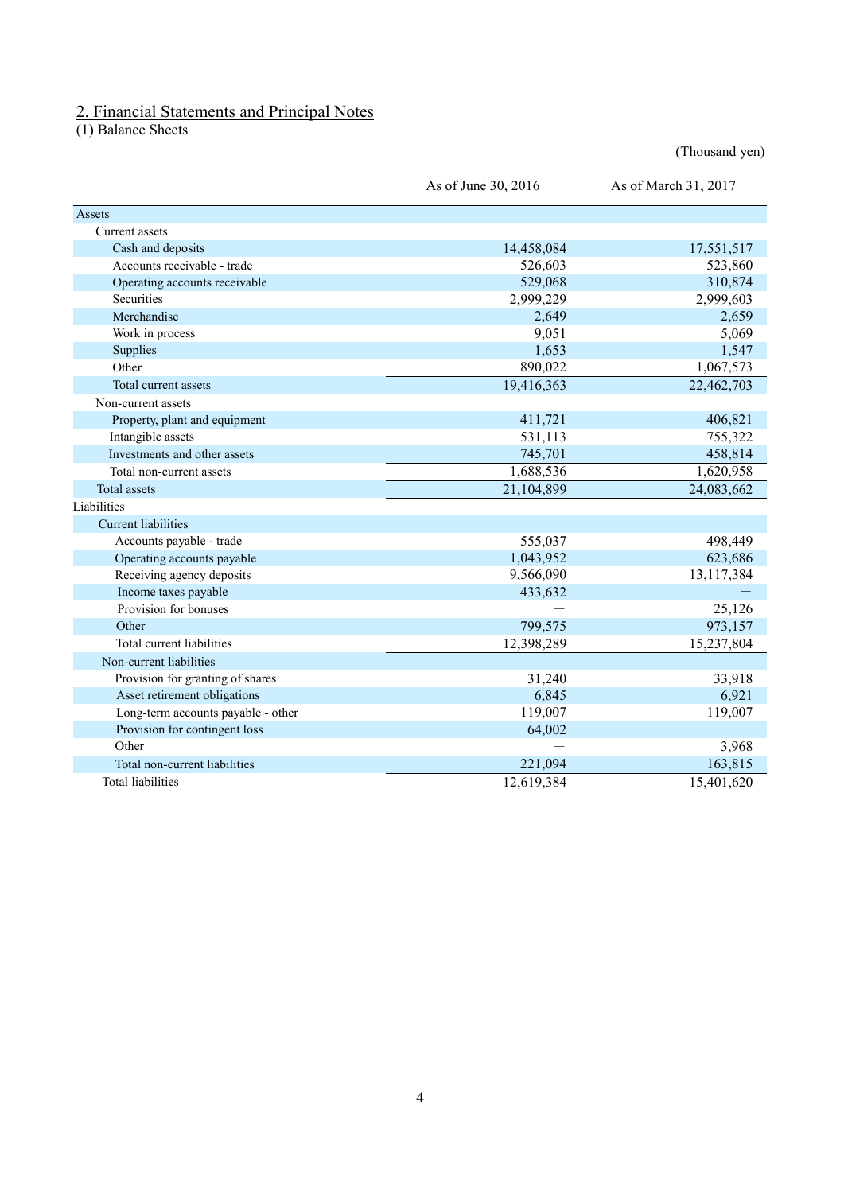## 2. Financial Statements and Principal Notes

(1) Balance Sheets

(Thousand yen)

| | As of June 30, 2016 | As of March 31, 2017 |
|---|---|---|
| Assets | | |
| Current assets | | |
| Cash and deposits | 14,458,084 | 17,551,517 |
| Accounts receivable - trade | 526,603 | 523,860 |
| Operating accounts receivable | 529,068 | 310,874 |
| Securities | 2,999,229 | 2,999,603 |
| Merchandise | 2,649 | 2,659 |
| Work in process | 9,051 | 5,069 |
| Supplies | 1,653 | 1,547 |
| Other | 890,022 | 1,067,573 |
| Total current assets | 19,416,363 | 22,462,703 |
| Non-current assets | | |
| Property, plant and equipment | 411,721 | 406,821 |
| Intangible assets | 531,113 | 755,322 |
| Investments and other assets | 745,701 | 458,814 |
| Total non-current assets | 1,688,536 | 1,620,958 |
| Total assets | 21,104,899 | 24,083,662 |
| Liabilities | | |
| Current liabilities | | |
| Accounts payable - trade | 555,037 | 498,449 |
| Operating accounts payable | 1,043,952 | 623,686 |
| Receiving agency deposits | 9,566,090 | 13,117,384 |
| Income taxes payable | 433,632 | — |
| Provision for bonuses | — | 25,126 |
| Other | 799,575 | 973,157 |
| Total current liabilities | 12,398,289 | 15,237,804 |
| Non-current liabilities | | |
| Provision for granting of shares | 31,240 | 33,918 |
| Asset retirement obligations | 6,845 | 6,921 |
| Long-term accounts payable - other | 119,007 | 119,007 |
| Provision for contingent loss | 64,002 | — |
| Other | — | 3,968 |
| Total non-current liabilities | 221,094 | 163,815 |
| Total liabilities | 12,619,384 | 15,401,620 |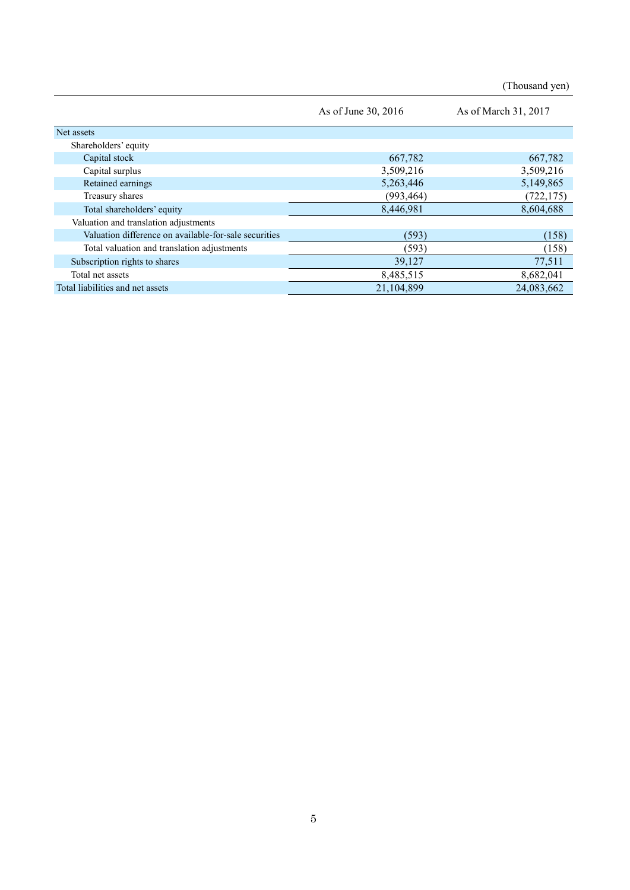(Thousand yen)

| | As of June 30, 2016 | As of March 31, 2017 |
|---|---|---|
| Net assets | | |
| Shareholders' equity | | |
| Capital stock | 667,782 | 667,782 |
| Capital surplus | 3,509,216 | 3,509,216 |
| Retained earnings | 5,263,446 | 5,149,865 |
| Treasury shares | (993,464) | (722,175) |
| Total shareholders' equity | 8,446,981 | 8,604,688 |
| Valuation and translation adjustments | | |
| Valuation difference on available-for-sale securities | (593) | (158) |
| Total valuation and translation adjustments | (593) | (158) |
| Subscription rights to shares | 39,127 | 77,511 |
| Total net assets | 8,485,515 | 8,682,041 |
| Total liabilities and net assets | 21,104,899 | 24,083,662 |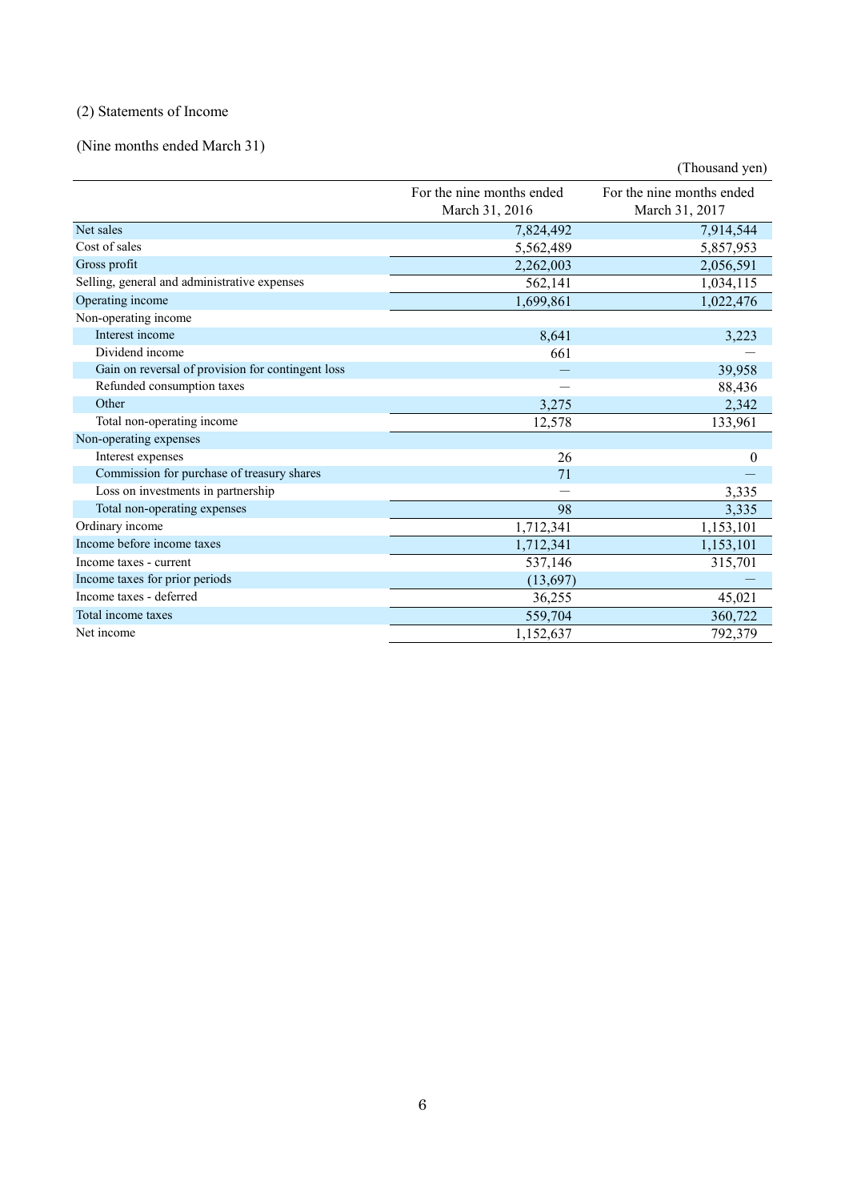(2) Statements of Income

(Nine months ended March 31)

(Thousand yen)

| | For the nine months ended March 31, 2016 | For the nine months ended March 31, 2017 |
|---|---|---|
| Net sales | 7,824,492 | 7,914,544 |
| Cost of sales | 5,562,489 | 5,857,953 |
| Gross profit | 2,262,003 | 2,056,591 |
| Selling, general and administrative expenses | 562,141 | 1,034,115 |
| Operating income | 1,699,861 | 1,022,476 |
| Non-operating income | | |
| Interest income | 8,641 | 3,223 |
| Dividend income | 661 | — |
| Gain on reversal of provision for contingent loss | — | 39,958 |
| Refunded consumption taxes | — | 88,436 |
| Other | 3,275 | 2,342 |
| Total non-operating income | 12,578 | 133,961 |
| Non-operating expenses | | |
| Interest expenses | 26 | 0 |
| Commission for purchase of treasury shares | 71 | — |
| Loss on investments in partnership | — | 3,335 |
| Total non-operating expenses | 98 | 3,335 |
| Ordinary income | 1,712,341 | 1,153,101 |
| Income before income taxes | 1,712,341 | 1,153,101 |
| Income taxes - current | 537,146 | 315,701 |
| Income taxes for prior periods | (13,697) | — |
| Income taxes - deferred | 36,255 | 45,021 |
| Total income taxes | 559,704 | 360,722 |
| Net income | 1,152,637 | 792,379 |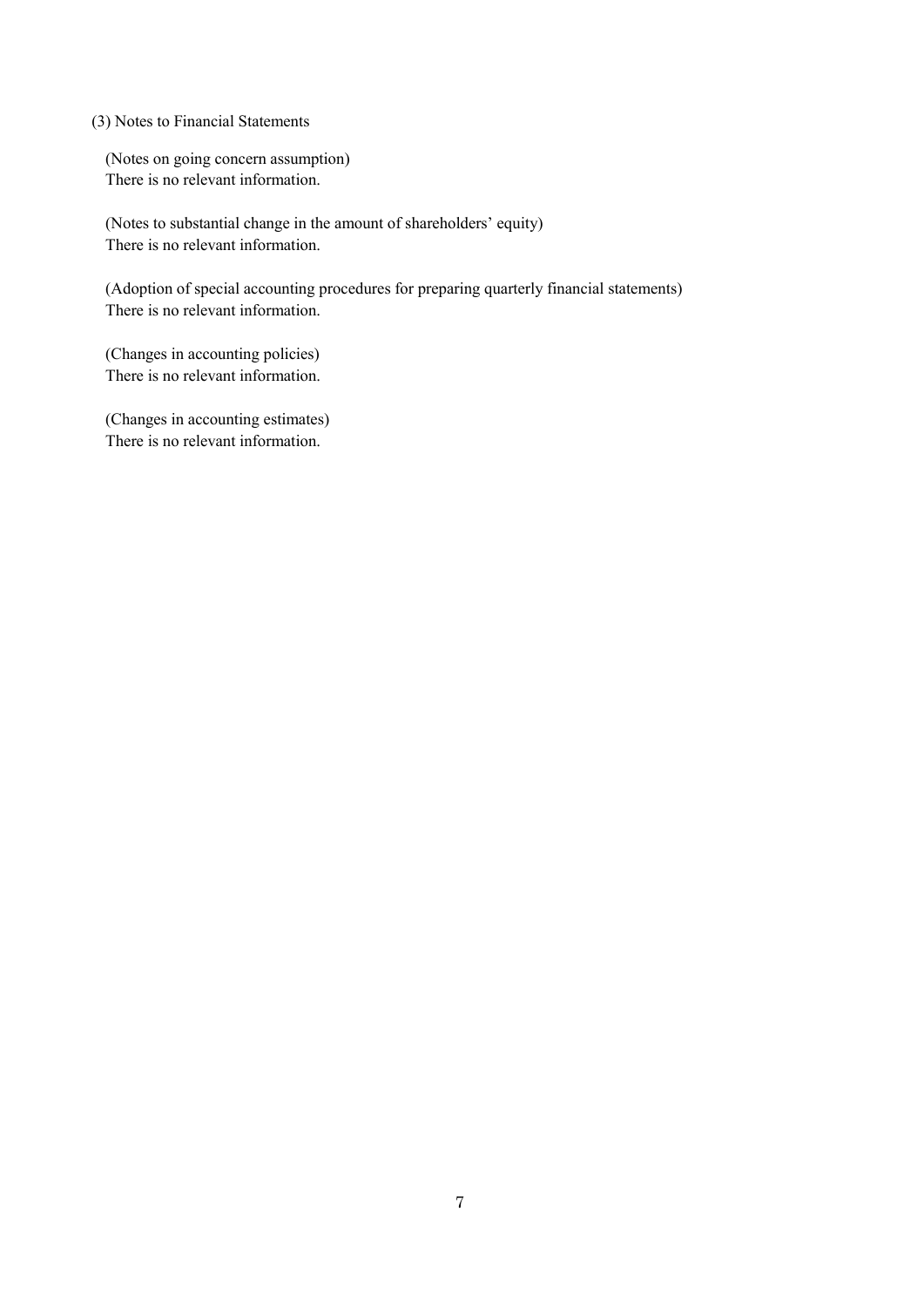### (3) Notes to Financial Statements

(Notes on going concern assumption)
There is no relevant information.

(Notes to substantial change in the amount of shareholders' equity)
There is no relevant information.

(Adoption of special accounting procedures for preparing quarterly financial statements)
There is no relevant information.

(Changes in accounting policies)
There is no relevant information.

(Changes in accounting estimates)
There is no relevant information.